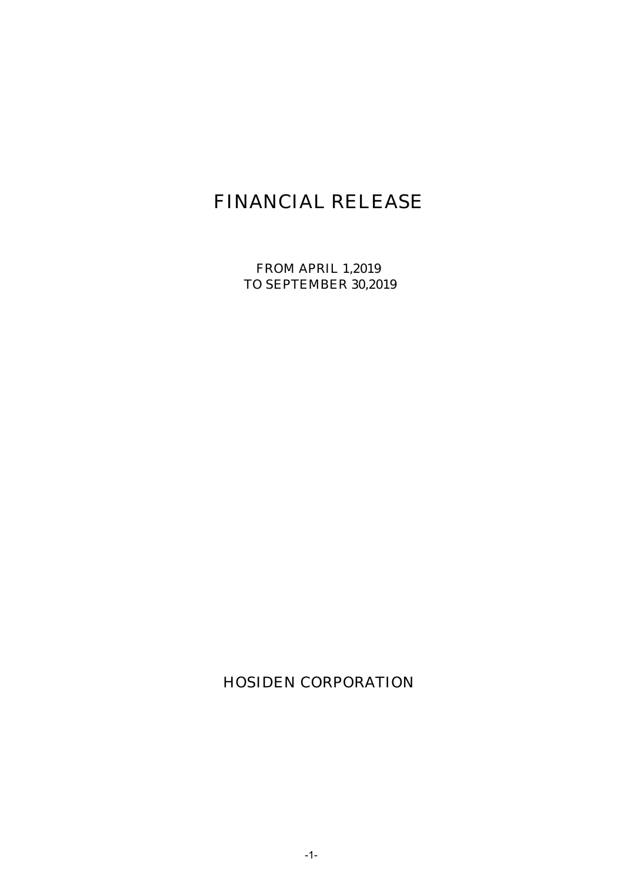# FINANCIAL RELEASE

FROM APRIL 1,2019
TO SEPTEMBER 30,2019

HOSIDEN CORPORATION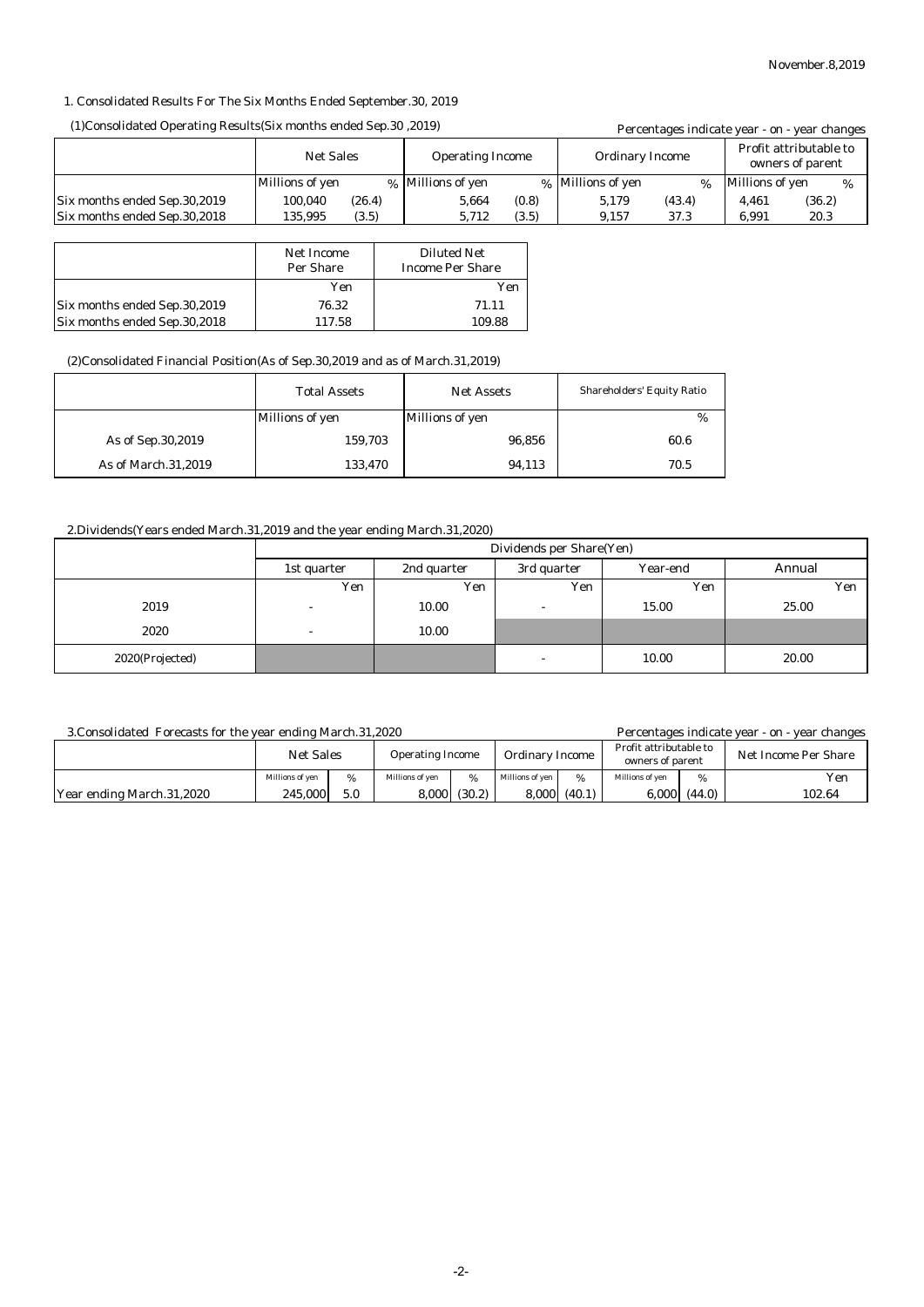November.8,2019

1. Consolidated Results For The Six Months Ended September.30, 2019

(1)Consolidated Operating Results(Six months ended Sep.30 ,2019)

Percentages indicate year - on - year changes

| | Net Sales | | Operating Income | | Ordinary Income | | Profit attributable to owners of parent | |
|---|---|---|---|---|---|---|---|---|
| | Millions of yen | % | Millions of yen | % | Millions of yen | % | Millions of yen | % |
| Six months ended Sep.30,2019 | 100,040 | (26.4) | 5,664 | (0.8) | 5,179 | (43.4) | 4,461 | (36.2) |
| Six months ended Sep.30,2018 | 135,995 | (3.5) | 5,712 | (3.5) | 9,157 | 37.3 | 6,991 | 20.3 |

| | Net Income Per Share | Diluted Net Income Per Share |
|---|---|---|
| | Yen | Yen |
| Six months ended Sep.30,2019 | 76.32 | 71.11 |
| Six months ended Sep.30,2018 | 117.58 | 109.88 |

(2)Consolidated Financial Position(As of Sep.30,2019 and as of March.31,2019)

| | Total Assets | Net Assets | Shareholders' Equity Ratio |
|---|---|---|---|
| | Millions of yen | Millions of yen | % |
| As of Sep.30,2019 | 159,703 | 96,856 | 60.6 |
| As of March.31,2019 | 133,470 | 94,113 | 70.5 |

2.Dividends(Years ended March.31,2019 and the year ending March.31,2020)

| | Dividends per Share(Yen) | | | | |
|---|---|---|---|---|---|
| | 1st quarter | 2nd quarter | 3rd quarter | Year-end | Annual |
| | Yen | Yen | Yen | Yen | Yen |
| 2019 | - | 10.00 | - | 15.00 | 25.00 |
| 2020 | - | 10.00 | | | |
| 2020(Projected) | | | - | 10.00 | 20.00 |

3.Consolidated Forecasts for the year ending March.31,2020

Percentages indicate year - on - year changes

| | Net Sales | | Operating Income | | Ordinary Income | | Profit attributable to owners of parent | | Net Income Per Share |
|---|---|---|---|---|---|---|---|---|---|
| | Millions of yen | % | Millions of yen | % | Millions of yen | % | Millions of yen | % | Yen |
| Year ending March.31,2020 | 245,000 | 5.0 | 8,000 | (30.2) | 8,000 | (40.1) | 6,000 | (44.0) | 102.64 |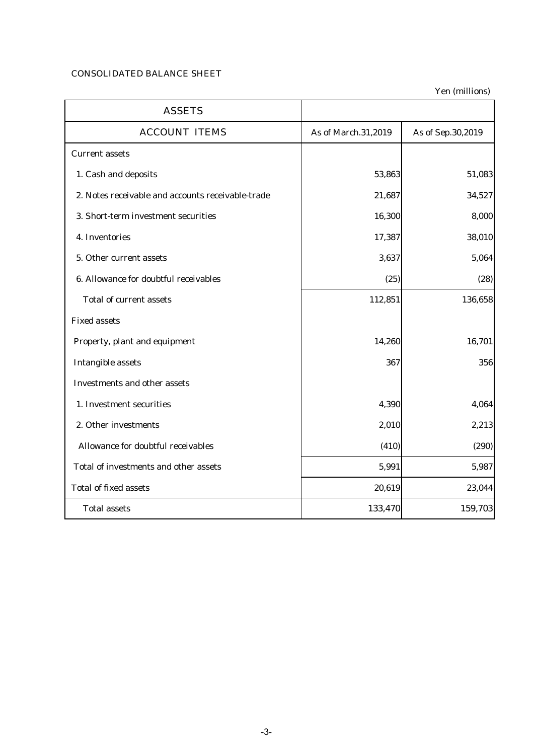CONSOLIDATED BALANCE SHEET

Yen (millions)

| ASSETS | | |
|---|---|---|
| ACCOUNT ITEMS | As of March.31,2019 | As of Sep.30,2019 |
| Current assets | | |
| 1. Cash and deposits | 53,863 | 51,083 |
| 2. Notes receivable and accounts receivable-trade | 21,687 | 34,527 |
| 3. Short-term investment securities | 16,300 | 8,000 |
| 4. Inventories | 17,387 | 38,010 |
| 5. Other current assets | 3,637 | 5,064 |
| 6. Allowance for doubtful receivables | (25) | (28) |
| Total of current assets | 112,851 | 136,658 |
| Fixed assets | | |
| Property, plant and equipment | 14,260 | 16,701 |
| Intangible assets | 367 | 356 |
| Investments and other assets | | |
| 1. Investment securities | 4,390 | 4,064 |
| 2. Other investments | 2,010 | 2,213 |
| Allowance for doubtful receivables | (410) | (290) |
| Total of investments and other assets | 5,991 | 5,987 |
| Total of fixed assets | 20,619 | 23,044 |
| Total assets | 133,470 | 159,703 |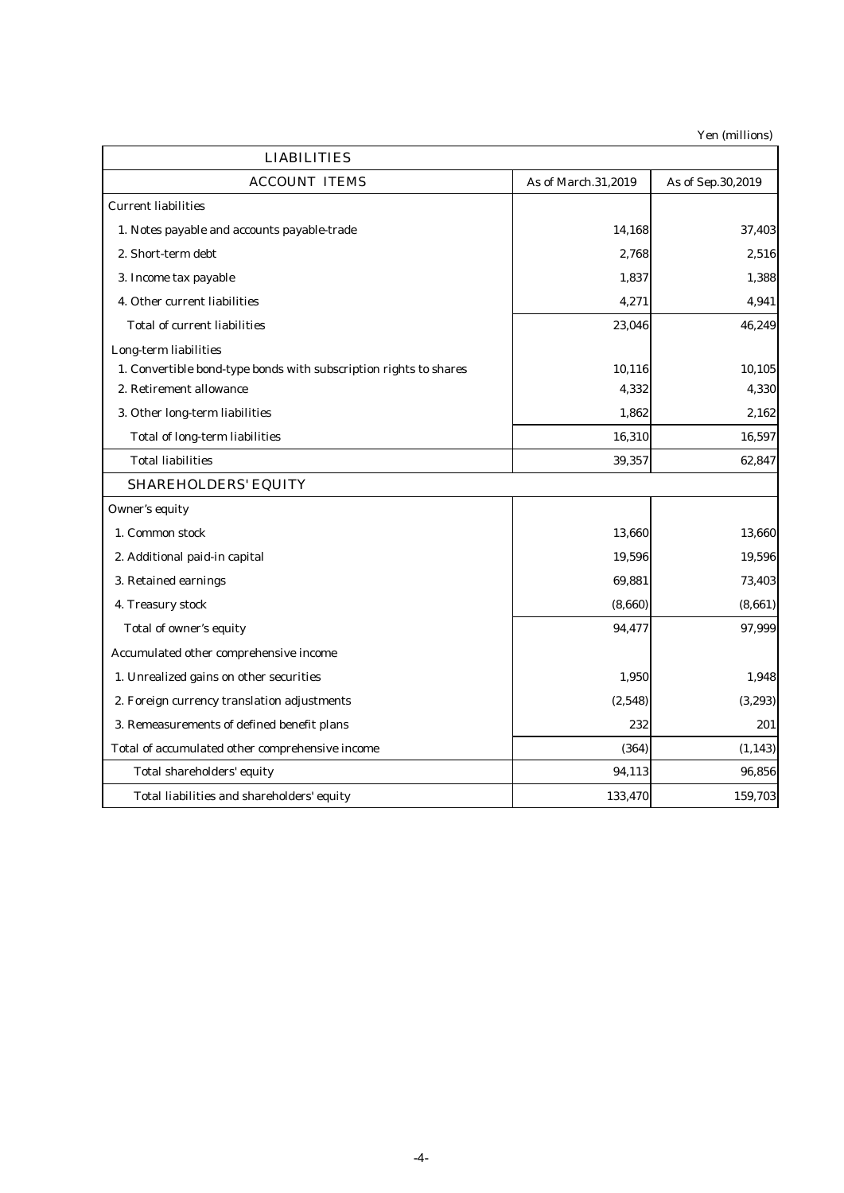Yen (millions)

| LIABILITIES | | |
|---|---|---|
| ACCOUNT ITEMS | As of March.31,2019 | As of Sep.30,2019 |
| Current liabilities | | |
| 1. Notes payable and accounts payable-trade | 14,168 | 37,403 |
| 2. Short-term debt | 2,768 | 2,516 |
| 3. Income tax payable | 1,837 | 1,388 |
| 4. Other current liabilities | 4,271 | 4,941 |
| Total of current liabilities | 23,046 | 46,249 |
| Long-term liabilities | | |
| 1. Convertible bond-type bonds with subscription rights to shares | 10,116 | 10,105 |
| 2. Retirement allowance | 4,332 | 4,330 |
| 3. Other long-term liabilities | 1,862 | 2,162 |
| Total of long-term liabilities | 16,310 | 16,597 |
| Total liabilities | 39,357 | 62,847 |
| SHAREHOLDERS' EQUITY | | |
| Owner's equity | | |
| 1. Common stock | 13,660 | 13,660 |
| 2. Additional paid-in capital | 19,596 | 19,596 |
| 3. Retained earnings | 69,881 | 73,403 |
| 4. Treasury stock | (8,660) | (8,661) |
| Total of owner's equity | 94,477 | 97,999 |
| Accumulated other comprehensive income | | |
| 1. Unrealized gains on other securities | 1,950 | 1,948 |
| 2. Foreign currency translation adjustments | (2,548) | (3,293) |
| 3. Remeasurements of defined benefit plans | 232 | 201 |
| Total of accumulated other comprehensive income | (364) | (1,143) |
| Total shareholders' equity | 94,113 | 96,856 |
| Total liabilities and shareholders' equity | 133,470 | 159,703 |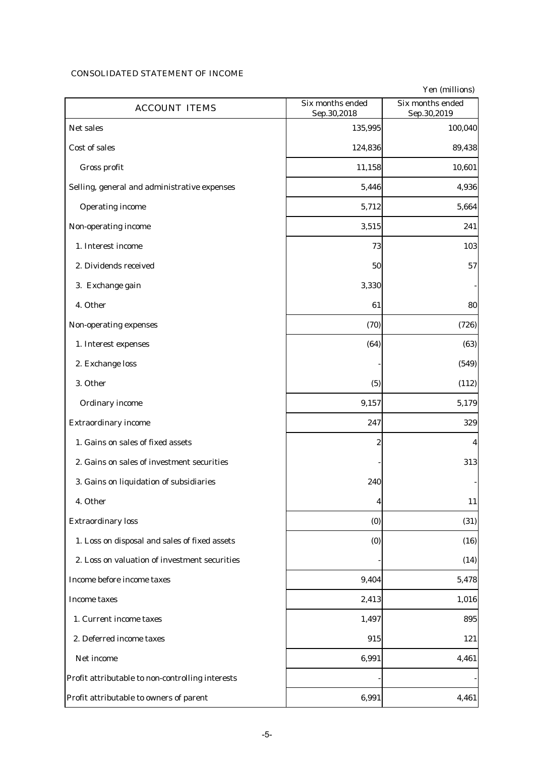## CONSOLIDATED STATEMENT OF INCOME

Yen (millions)

| ACCOUNT ITEMS | Six months ended Sep.30,2018 | Six months ended Sep.30,2019 |
|---|---|---|
| Net sales | 135,995 | 100,040 |
| Cost of sales | 124,836 | 89,438 |
| Gross profit | 11,158 | 10,601 |
| Selling, general and administrative expenses | 5,446 | 4,936 |
| Operating income | 5,712 | 5,664 |
| Non-operating income | 3,515 | 241 |
| 1. Interest income | 73 | 103 |
| 2. Dividends received | 50 | 57 |
| 3. Exchange gain | 3,330 | - |
| 4. Other | 61 | 80 |
| Non-operating expenses | (70) | (726) |
| 1. Interest expenses | (64) | (63) |
| 2. Exchange loss | - | (549) |
| 3. Other | (5) | (112) |
| Ordinary income | 9,157 | 5,179 |
| Extraordinary income | 247 | 329 |
| 1. Gains on sales of fixed assets | 2 | 4 |
| 2. Gains on sales of investment securities | - | 313 |
| 3. Gains on liquidation of subsidiaries | 240 | - |
| 4. Other | 4 | 11 |
| Extraordinary loss | (0) | (31) |
| 1. Loss on disposal and sales of fixed assets | (0) | (16) |
| 2. Loss on valuation of investment securities | - | (14) |
| Income before income taxes | 9,404 | 5,478 |
| Income taxes | 2,413 | 1,016 |
| 1. Current income taxes | 1,497 | 895 |
| 2. Deferred income taxes | 915 | 121 |
| Net income | 6,991 | 4,461 |
| Profit attributable to non-controlling interests | - | - |
| Profit attributable to owners of parent | 6,991 | 4,461 |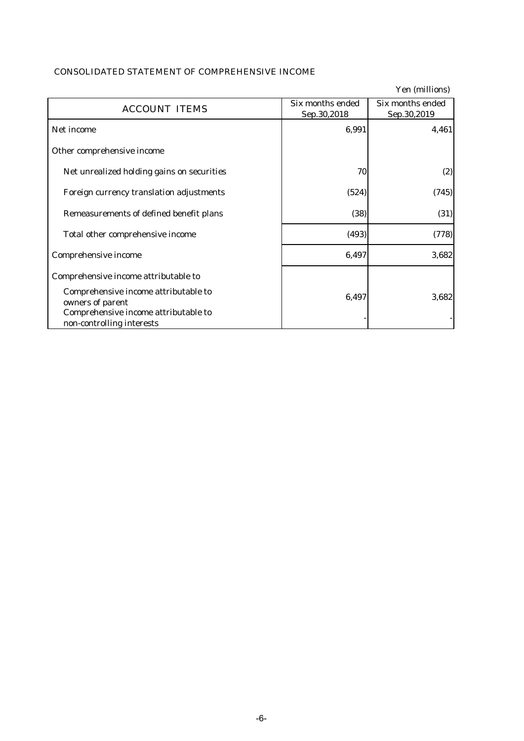## CONSOLIDATED STATEMENT OF COMPREHENSIVE INCOME

Yen (millions)

| ACCOUNT ITEMS | Six months ended Sep.30,2018 | Six months ended Sep.30,2019 |
|---|---:|---:|
| Net income | 6,991 | 4,461 |
| Other comprehensive income | | |
| Net unrealized holding gains on securities | 70 | (2) |
| Foreign currency translation adjustments | (524) | (745) |
| Remeasurements of defined benefit plans | (38) | (31) |
| Total other comprehensive income | (493) | (778) |
| Comprehensive income | 6,497 | 3,682 |
| Comprehensive income attributable to | | |
| Comprehensive income attributable to owners of parent | 6,497 | 3,682 |
| Comprehensive income attributable to non-controlling interests | - | - |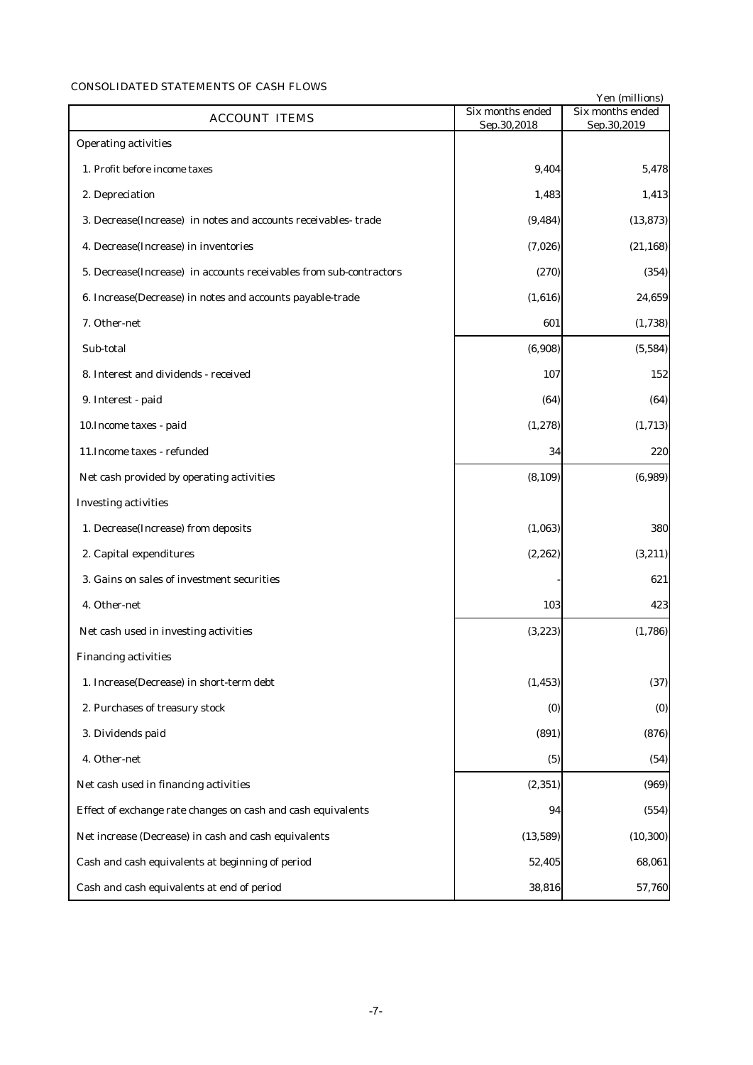CONSOLIDATED STATEMENTS OF CASH FLOWS

Yen (millions)

| ACCOUNT ITEMS | Six months ended Sep.30,2018 | Six months ended Sep.30,2019 |
|---|---|---|
| Operating activities | | |
| 1. Profit before income taxes | 9,404 | 5,478 |
| 2. Depreciation | 1,483 | 1,413 |
| 3. Decrease(Increase) in notes and accounts receivables- trade | (9,484) | (13,873) |
| 4. Decrease(Increase) in inventories | (7,026) | (21,168) |
| 5. Decrease(Increase) in accounts receivables from sub-contractors | (270) | (354) |
| 6. Increase(Decrease) in notes and accounts payable-trade | (1,616) | 24,659 |
| 7. Other-net | 601 | (1,738) |
| Sub-total | (6,908) | (5,584) |
| 8. Interest and dividends - received | 107 | 152 |
| 9. Interest - paid | (64) | (64) |
| 10.Income taxes - paid | (1,278) | (1,713) |
| 11.Income taxes - refunded | 34 | 220 |
| Net cash provided by operating activities | (8,109) | (6,989) |
| Investing activities | | |
| 1. Decrease(Increase) from deposits | (1,063) | 380 |
| 2. Capital expenditures | (2,262) | (3,211) |
| 3. Gains on sales of investment securities | - | 621 |
| 4. Other-net | 103 | 423 |
| Net cash used in investing activities | (3,223) | (1,786) |
| Financing activities | | |
| 1. Increase(Decrease) in short-term debt | (1,453) | (37) |
| 2. Purchases of treasury stock | (0) | (0) |
| 3. Dividends paid | (891) | (876) |
| 4. Other-net | (5) | (54) |
| Net cash used in financing activities | (2,351) | (969) |
| Effect of exchange rate changes on cash and cash equivalents | 94 | (554) |
| Net increase (Decrease) in cash and cash equivalents | (13,589) | (10,300) |
| Cash and cash equivalents at beginning of period | 52,405 | 68,061 |
| Cash and cash equivalents at end of period | 38,816 | 57,760 |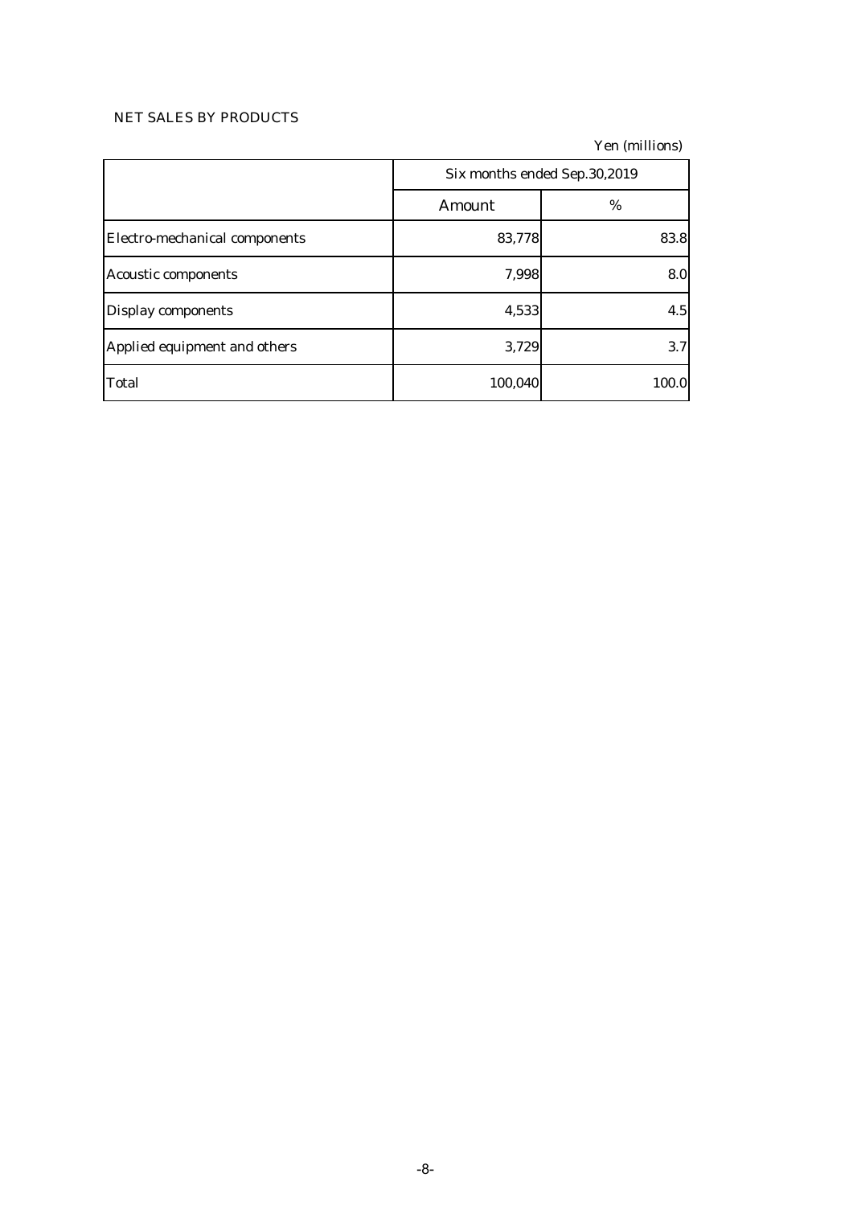## NET SALES BY PRODUCTS

Yen (millions)

| | Six months ended Sep.30,2019 | |
|---|---|---|
| | Amount | % |
| Electro-mechanical components | 83,778 | 83.8 |
| Acoustic components | 7,998 | 8.0 |
| Display components | 4,533 | 4.5 |
| Applied equipment and others | 3,729 | 3.7 |
| Total | 100,040 | 100.0 |